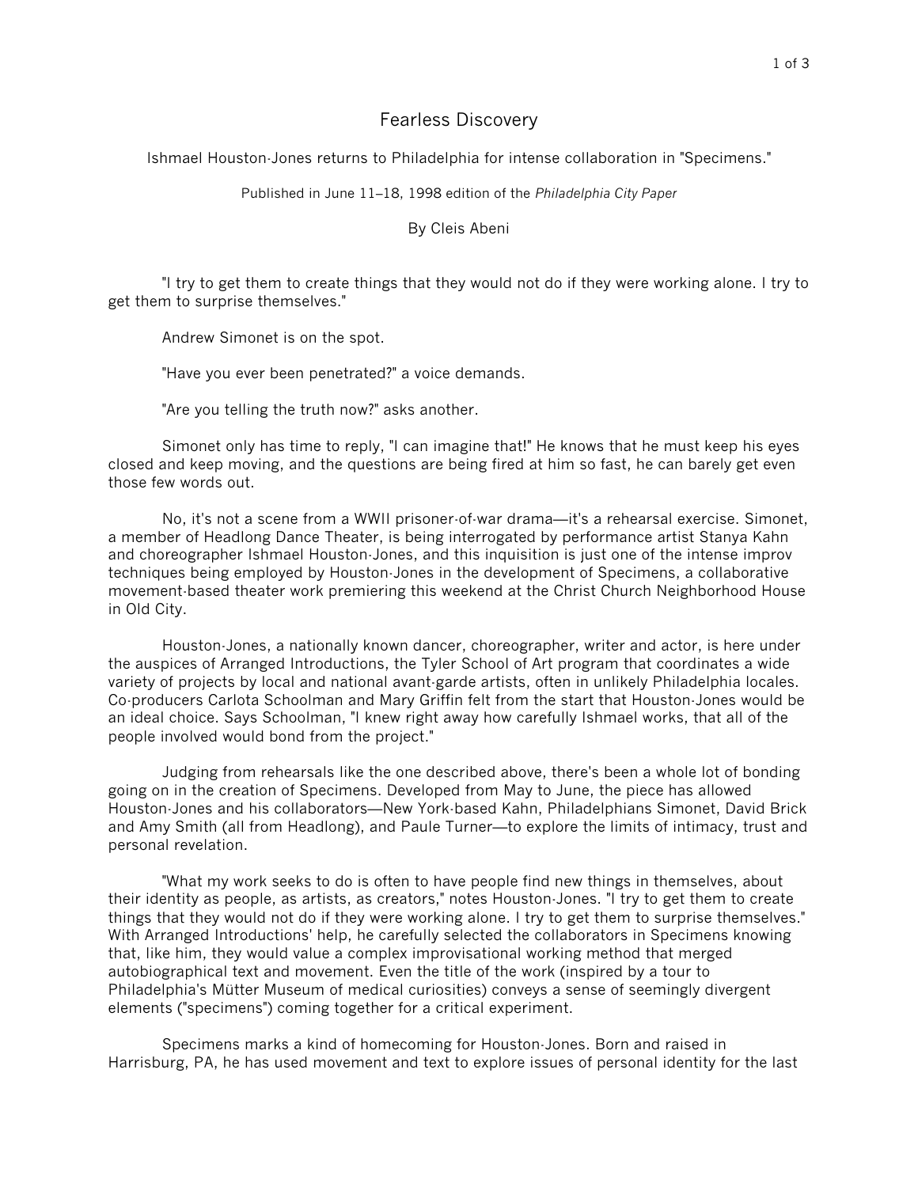# Fearless Discovery

Ishmael Houston-Jones returns to Philadelphia for intense collaboration in "Specimens."

Published in June 11–18, 1998 edition of the *Philadelphia City Paper*

By Cleis Abeni

"I try to get them to create things that they would not do if they were working alone. I try to get them to surprise themselves."

Andrew Simonet is on the spot.

"Have you ever been penetrated?" a voice demands.

"Are you telling the truth now?" asks another.

Simonet only has time to reply, "I can imagine that!" He knows that he must keep his eyes closed and keep moving, and the questions are being fired at him so fast, he can barely get even those few words out.

No, it's not a scene from a WWII prisoner-of-war drama—it's a rehearsal exercise. Simonet, a member of Headlong Dance Theater, is being interrogated by performance artist Stanya Kahn and choreographer Ishmael Houston-Jones, and this inquisition is just one of the intense improv techniques being employed by Houston-Jones in the development of Specimens, a collaborative movement-based theater work premiering this weekend at the Christ Church Neighborhood House in Old City.

Houston-Jones, a nationally known dancer, choreographer, writer and actor, is here under the auspices of Arranged Introductions, the Tyler School of Art program that coordinates a wide variety of projects by local and national avant-garde artists, often in unlikely Philadelphia locales. Co-producers Carlota Schoolman and Mary Griffin felt from the start that Houston-Jones would be an ideal choice. Says Schoolman, "I knew right away how carefully Ishmael works, that all of the people involved would bond from the project."

Judging from rehearsals like the one described above, there's been a whole lot of bonding going on in the creation of Specimens. Developed from May to June, the piece has allowed Houston-Jones and his collaborators—New York-based Kahn, Philadelphians Simonet, David Brick and Amy Smith (all from Headlong), and Paule Turner—to explore the limits of intimacy, trust and personal revelation.

"What my work seeks to do is often to have people find new things in themselves, about their identity as people, as artists, as creators," notes Houston-Jones. "I try to get them to create things that they would not do if they were working alone. I try to get them to surprise themselves." With Arranged Introductions' help, he carefully selected the collaborators in Specimens knowing that, like him, they would value a complex improvisational working method that merged autobiographical text and movement. Even the title of the work (inspired by a tour to Philadelphia's Mütter Museum of medical curiosities) conveys a sense of seemingly divergent elements ("specimens") coming together for a critical experiment.

Specimens marks a kind of homecoming for Houston-Jones. Born and raised in Harrisburg, PA, he has used movement and text to explore issues of personal identity for the last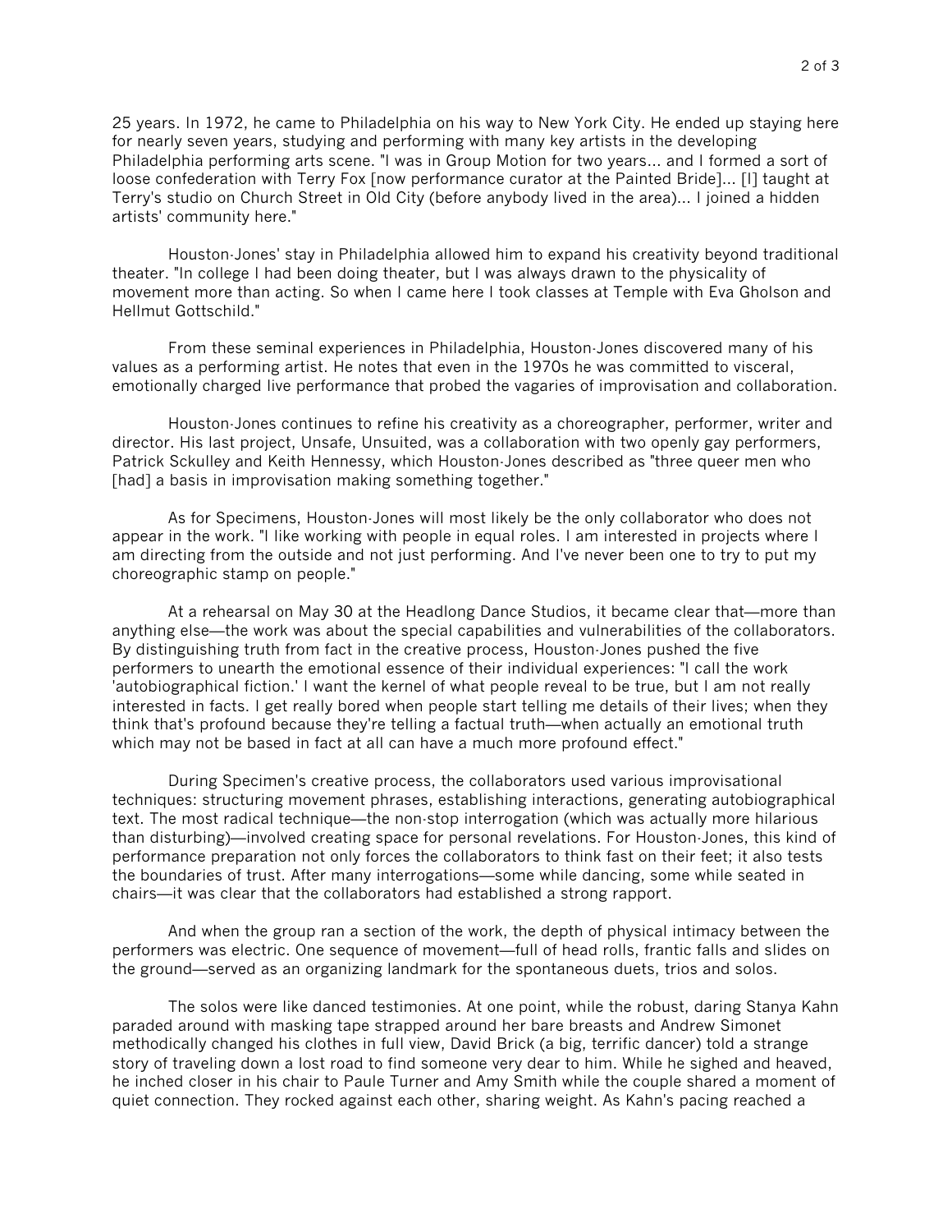25 years. In 1972, he came to Philadelphia on his way to New York City. He ended up staying here for nearly seven years, studying and performing with many key artists in the developing Philadelphia performing arts scene. "I was in Group Motion for two years... and I formed a sort of loose confederation with Terry Fox [now performance curator at the Painted Bride]... [I] taught at Terry's studio on Church Street in Old City (before anybody lived in the area)... I joined a hidden artists' community here."

Houston-Jones' stay in Philadelphia allowed him to expand his creativity beyond traditional theater. "In college I had been doing theater, but I was always drawn to the physicality of movement more than acting. So when I came here I took classes at Temple with Eva Gholson and Hellmut Gottschild."

From these seminal experiences in Philadelphia, Houston-Jones discovered many of his values as a performing artist. He notes that even in the 1970s he was committed to visceral, emotionally charged live performance that probed the vagaries of improvisation and collaboration.

Houston-Jones continues to refine his creativity as a choreographer, performer, writer and director. His last project, Unsafe, Unsuited, was a collaboration with two openly gay performers, Patrick Sckulley and Keith Hennessy, which Houston-Jones described as "three queer men who [had] a basis in improvisation making something together."

As for Specimens, Houston-Jones will most likely be the only collaborator who does not appear in the work. "I like working with people in equal roles. I am interested in projects where I am directing from the outside and not just performing. And I've never been one to try to put my choreographic stamp on people."

At a rehearsal on May 30 at the Headlong Dance Studios, it became clear that—more than anything else—the work was about the special capabilities and vulnerabilities of the collaborators. By distinguishing truth from fact in the creative process, Houston-Jones pushed the five performers to unearth the emotional essence of their individual experiences: "I call the work 'autobiographical fiction.' I want the kernel of what people reveal to be true, but I am not really interested in facts. I get really bored when people start telling me details of their lives; when they think that's profound because they're telling a factual truth—when actually an emotional truth which may not be based in fact at all can have a much more profound effect."

During Specimen's creative process, the collaborators used various improvisational techniques: structuring movement phrases, establishing interactions, generating autobiographical text. The most radical technique—the non-stop interrogation (which was actually more hilarious than disturbing)—involved creating space for personal revelations. For Houston-Jones, this kind of performance preparation not only forces the collaborators to think fast on their feet; it also tests the boundaries of trust. After many interrogations—some while dancing, some while seated in chairs—it was clear that the collaborators had established a strong rapport.

And when the group ran a section of the work, the depth of physical intimacy between the performers was electric. One sequence of movement—full of head rolls, frantic falls and slides on the ground—served as an organizing landmark for the spontaneous duets, trios and solos.

The solos were like danced testimonies. At one point, while the robust, daring Stanya Kahn paraded around with masking tape strapped around her bare breasts and Andrew Simonet methodically changed his clothes in full view, David Brick (a big, terrific dancer) told a strange story of traveling down a lost road to find someone very dear to him. While he sighed and heaved, he inched closer in his chair to Paule Turner and Amy Smith while the couple shared a moment of quiet connection. They rocked against each other, sharing weight. As Kahn's pacing reached a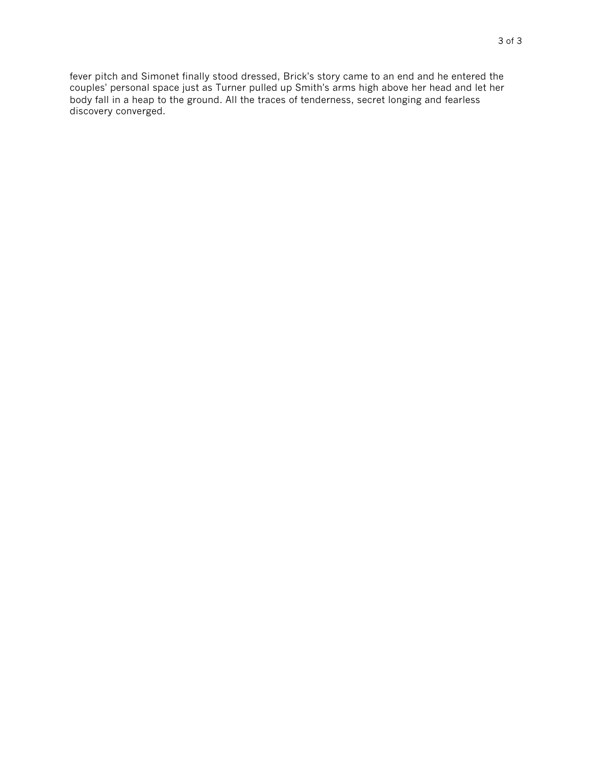fever pitch and Simonet finally stood dressed, Brick's story came to an end and he entered the couples' personal space just as Turner pulled up Smith's arms high above her head and let her body fall in a heap to the ground. All the traces of tenderness, secret longing and fearless discovery converged.